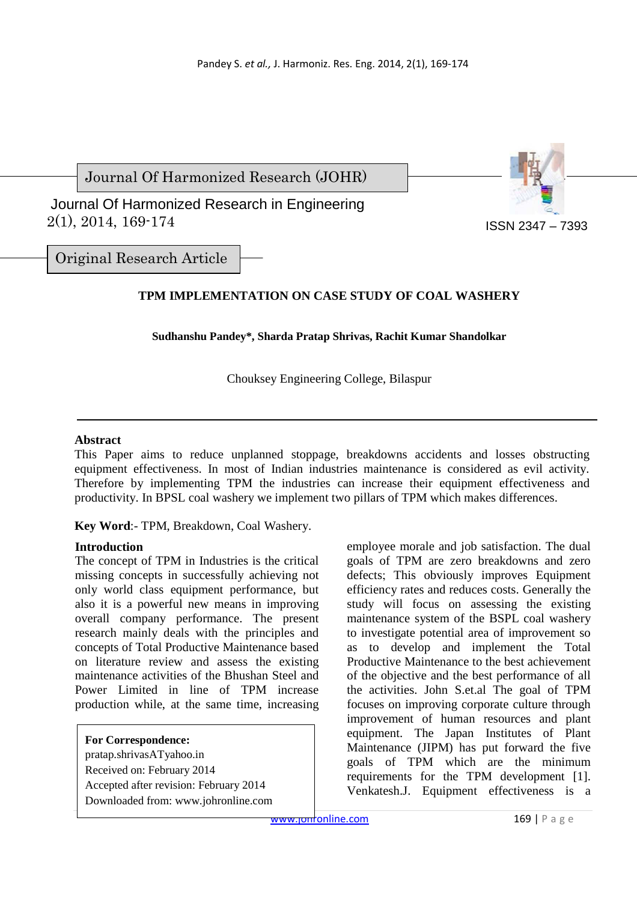Journal Of Harmonized Research (JOHR)

Journal Of Harmonized Research in Engineering 2(1), 2014, 169-174

ISSN 2347 – 7393

Original Research Article

# TPM IMPLEMENTATION ON CASE STUDY OF COAL WASHERY

**Sudhanshu Pandey*, Sharda Pratap Shrivas, Rachit Kumar Shandolkar**

Chouksey Engineering College, Bilaspur

## Abstract

This Paper aims to reduce unplanned stoppage, breakdowns accidents and losses obstructing equipment effectiveness. In most of Indian industries maintenance is considered as evil activity. Therefore by implementing TPM the industries can increase their equipment effectiveness and productivity. In BPSL coal washery we implement two pillars of TPM which makes differences.

**Key Word**:- TPM, Breakdown, Coal Washery.

## Introduction

The concept of TPM in Industries is the critical missing concepts in successfully achieving not only world class equipment performance, but also it is a powerful new means in improving overall company performance. The present research mainly deals with the principles and concepts of Total Productive Maintenance based on literature review and assess the existing maintenance activities of the Bhushan Steel and Power Limited in line of TPM increase production while, at the same time, increasing employee morale and job satisfaction. The dual goals of TPM are zero breakdowns and zero defects; This obviously improves Equipment efficiency rates and reduces costs. Generally the study will focus on assessing the existing maintenance system of the BSPL coal washery to investigate potential area of improvement so as to develop and implement the Total Productive Maintenance to the best achievement of the objective and the best performance of all the activities. John S.et.al The goal of TPM focuses on improving corporate culture through improvement of human resources and plant equipment. The Japan Institutes of Plant Maintenance (JIPM) has put forward the five goals of TPM which are the minimum requirements for the TPM development [1]. Venkatesh.J. Equipment effectiveness is a

**For Correspondence:**
pratap.shrivasATyahoo.in
Received on: February 2014
Accepted after revision: February 2014
Downloaded from: www.johronline.com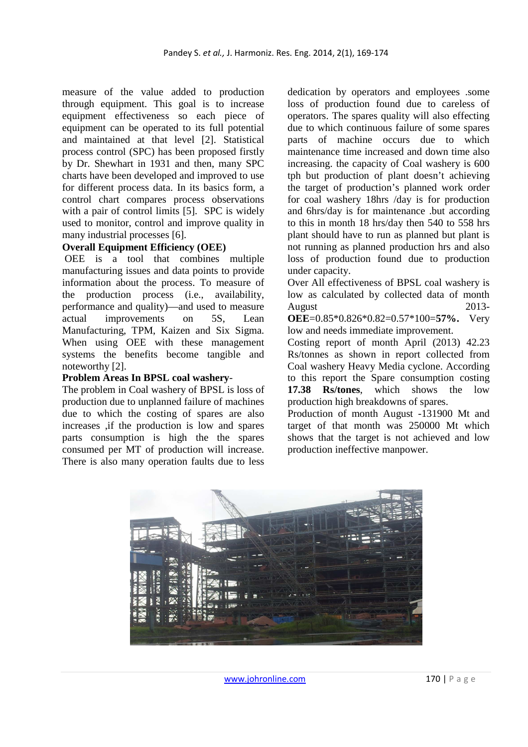measure of the value added to production through equipment. This goal is to increase equipment effectiveness so each piece of equipment can be operated to its full potential and maintained at that level [2]. Statistical process control (SPC) has been proposed firstly by Dr. Shewhart in 1931 and then, many SPC charts have been developed and improved to use for different process data. In its basics form, a control chart compares process observations with a pair of control limits [5]. SPC is widely used to monitor, control and improve quality in many industrial processes [6].

**Overall Equipment Efficiency (OEE)**

OEE is a tool that combines multiple manufacturing issues and data points to provide information about the process. To measure of the production process (i.e., availability, performance and quality)—and used to measure actual improvements on 5S, Lean Manufacturing, TPM, Kaizen and Six Sigma. When using OEE with these management systems the benefits become tangible and noteworthy [2].

**Problem Areas In BPSL coal washery-**

The problem in Coal washery of BPSL is loss of production due to unplanned failure of machines due to which the costing of spares are also increases ,if the production is low and spares parts consumption is high the the spares consumed per MT of production will increase. There is also many operation faults due to less dedication by operators and employees .some loss of production found due to careless of operators. The spares quality will also effecting due to which continuous failure of some spares parts of machine occurs due to which maintenance time increased and down time also increasing. the capacity of Coal washery is 600 tph but production of plant doesn't achieving the target of production's planned work order for coal washery 18hrs /day is for production and 6hrs/day is for maintenance .but according to this in month 18 hrs/day then 540 to 558 hrs plant should have to run as planned but plant is not running as planned production hrs and also loss of production found due to production under capacity.

Over All effectiveness of BPSL coal washery is low as calculated by collected data of month August 2013- **OEE**=0.85*0.826*0.82=0.57*100=**57%.** Very low and needs immediate improvement.

Costing report of month April (2013) 42.23 Rs/tonnes as shown in report collected from Coal washery Heavy Media cyclone. According to this report the Spare consumption costing **17.38 Rs/tones**, which shows the low production high breakdowns of spares.

Production of month August -131900 Mt and target of that month was 250000 Mt which shows that the target is not achieved and low production ineffective manpower.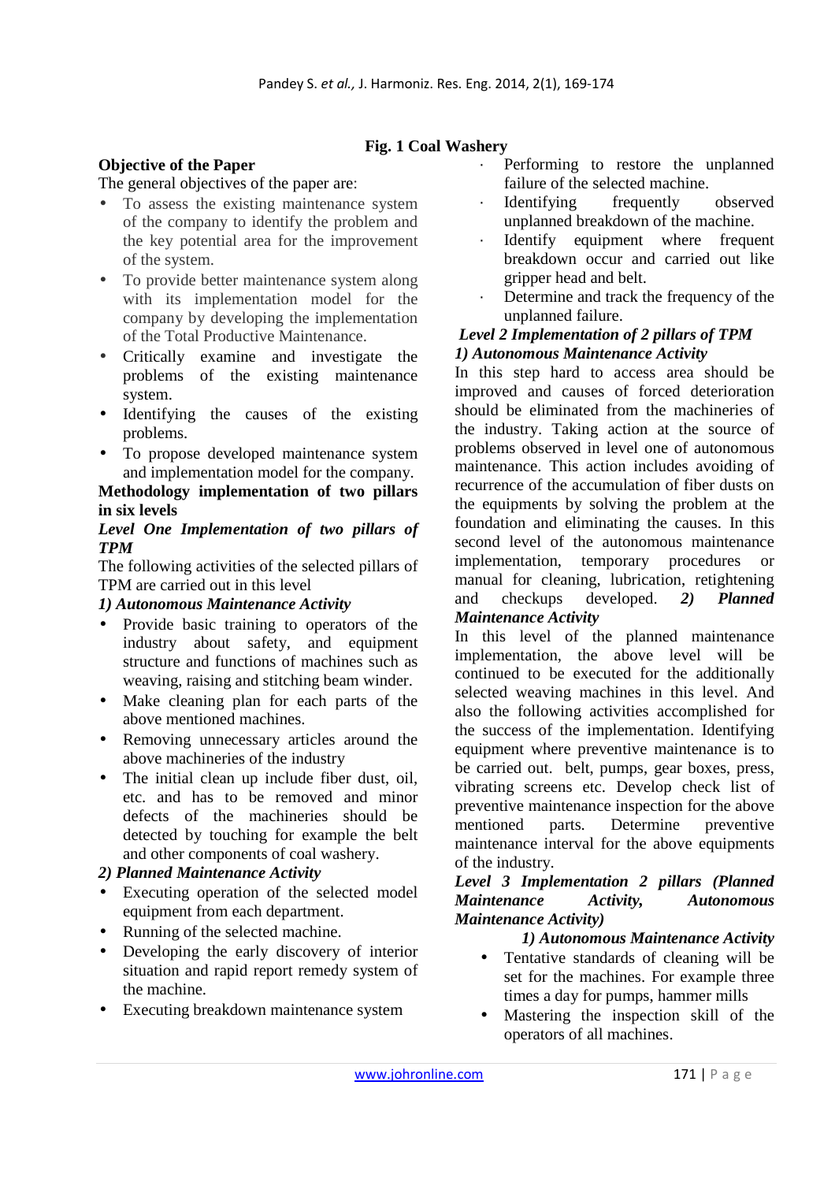**Fig. 1 Coal Washery**

## Objective of the Paper

The general objectives of the paper are:

- To assess the existing maintenance system of the company to identify the problem and the key potential area for the improvement of the system.
- To provide better maintenance system along with its implementation model for the company by developing the implementation of the Total Productive Maintenance.
- Critically examine and investigate the problems of the existing maintenance system.
- Identifying the causes of the existing problems.
- To propose developed maintenance system and implementation model for the company.

## Methodology implementation of two pillars in six levels

### *Level One Implementation of two pillars of TPM*

The following activities of the selected pillars of TPM are carried out in this level

***1) Autonomous Maintenance Activity***

- Provide basic training to operators of the industry about safety, and equipment structure and functions of machines such as weaving, raising and stitching beam winder.
- Make cleaning plan for each parts of the above mentioned machines.
- Removing unnecessary articles around the above machineries of the industry
- The initial clean up include fiber dust, oil, etc. and has to be removed and minor defects of the machineries should be detected by touching for example the belt and other components of coal washery.

***2) Planned Maintenance Activity***

- Executing operation of the selected model equipment from each department.
- Running of the selected machine.
- Developing the early discovery of interior situation and rapid report remedy system of the machine.
- Executing breakdown maintenance system
- Performing to restore the unplanned failure of the selected machine.
- Identifying frequently observed unplanned breakdown of the machine.
- Identify equipment where frequent breakdown occur and carried out like gripper head and belt.
- Determine and track the frequency of the unplanned failure.

### *Level 2 Implementation of 2 pillars of TPM*

***1) Autonomous Maintenance Activity***

In this step hard to access area should be improved and causes of forced deterioration should be eliminated from the machineries of the industry. Taking action at the source of problems observed in level one of autonomous maintenance. This action includes avoiding of recurrence of the accumulation of fiber dusts on the equipments by solving the problem at the foundation and eliminating the causes. In this second level of the autonomous maintenance implementation, temporary procedures or manual for cleaning, lubrication, retightening and checkups developed. ***2) Planned Maintenance Activity***

In this level of the planned maintenance implementation, the above level will be continued to be executed for the additionally selected weaving machines in this level. And also the following activities accomplished for the success of the implementation. Identifying equipment where preventive maintenance is to be carried out. belt, pumps, gear boxes, press, vibrating screens etc. Develop check list of preventive maintenance inspection for the above mentioned parts. Determine preventive maintenance interval for the above equipments of the industry.

### *Level 3 Implementation 2 pillars (Planned Maintenance Activity, Autonomous Maintenance Activity)*

***1) Autonomous Maintenance Activity***

- Tentative standards of cleaning will be set for the machines. For example three times a day for pumps, hammer mills
- Mastering the inspection skill of the operators of all machines.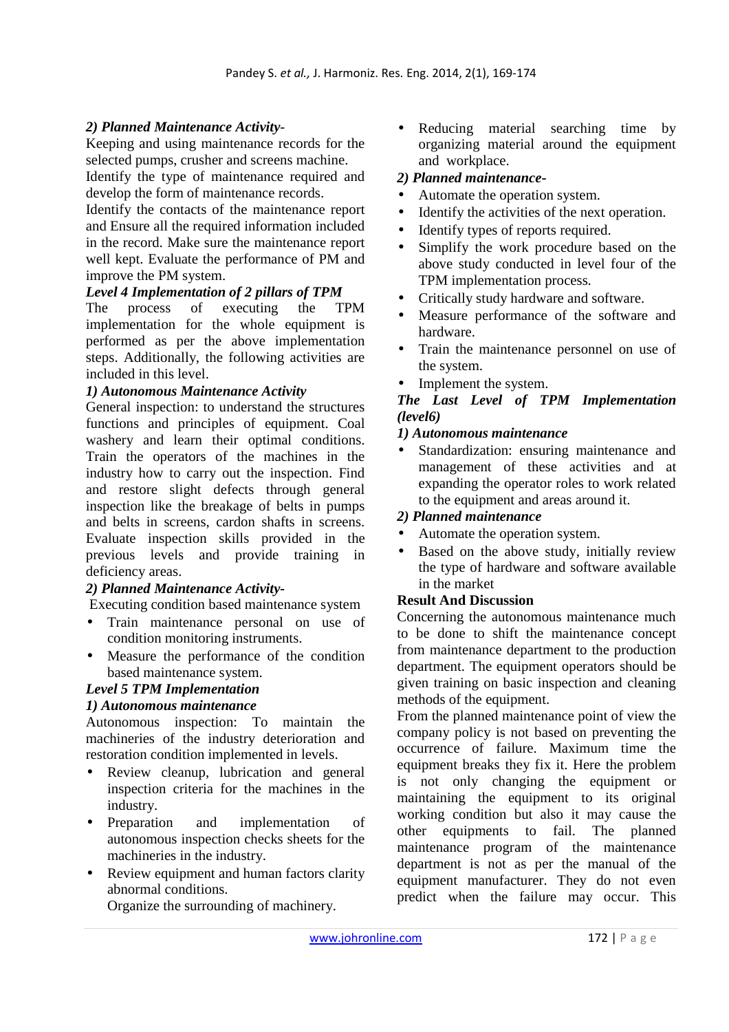***2) Planned Maintenance Activity-***

Keeping and using maintenance records for the selected pumps, crusher and screens machine.

Identify the type of maintenance required and develop the form of maintenance records.

Identify the contacts of the maintenance report and Ensure all the required information included in the record. Make sure the maintenance report well kept. Evaluate the performance of PM and improve the PM system.

***Level 4 Implementation of 2 pillars of TPM***

The process of executing the TPM implementation for the whole equipment is performed as per the above implementation steps. Additionally, the following activities are included in this level.

***1) Autonomous Maintenance Activity***

General inspection: to understand the structures functions and principles of equipment. Coal washery and learn their optimal conditions. Train the operators of the machines in the industry how to carry out the inspection. Find and restore slight defects through general inspection like the breakage of belts in pumps and belts in screens, cardon shafts in screens. Evaluate inspection skills provided in the previous levels and provide training in deficiency areas.

***2) Planned Maintenance Activity-***

Executing condition based maintenance system

- Train maintenance personal on use of condition monitoring instruments.
- Measure the performance of the condition based maintenance system.

***Level 5 TPM Implementation***

***1) Autonomous maintenance***

Autonomous inspection: To maintain the machineries of the industry deterioration and restoration condition implemented in levels.

- Review cleanup, lubrication and general inspection criteria for the machines in the industry.
- Preparation and implementation of autonomous inspection checks sheets for the machineries in the industry.
- Review equipment and human factors clarity abnormal conditions.
  Organize the surrounding of machinery.
- Reducing material searching time by organizing material around the equipment and workplace.

***2) Planned maintenance-***

- Automate the operation system.
- Identify the activities of the next operation.
- Identify types of reports required.
- Simplify the work procedure based on the above study conducted in level four of the TPM implementation process.
- Critically study hardware and software.
- Measure performance of the software and hardware.
- Train the maintenance personnel on use of the system.
- Implement the system.

***The Last Level of TPM Implementation (level6)***

***1) Autonomous maintenance***

- Standardization: ensuring maintenance and management of these activities and at expanding the operator roles to work related to the equipment and areas around it.

***2) Planned maintenance***

- Automate the operation system.
- Based on the above study, initially review the type of hardware and software available in the market

**Result And Discussion**

Concerning the autonomous maintenance much to be done to shift the maintenance concept from maintenance department to the production department. The equipment operators should be given training on basic inspection and cleaning methods of the equipment.

From the planned maintenance point of view the company policy is not based on preventing the occurrence of failure. Maximum time the equipment breaks they fix it. Here the problem is not only changing the equipment or maintaining the equipment to its original working condition but also it may cause the other equipments to fail. The planned maintenance program of the maintenance department is not as per the manual of the equipment manufacturer. They do not even predict when the failure may occur. This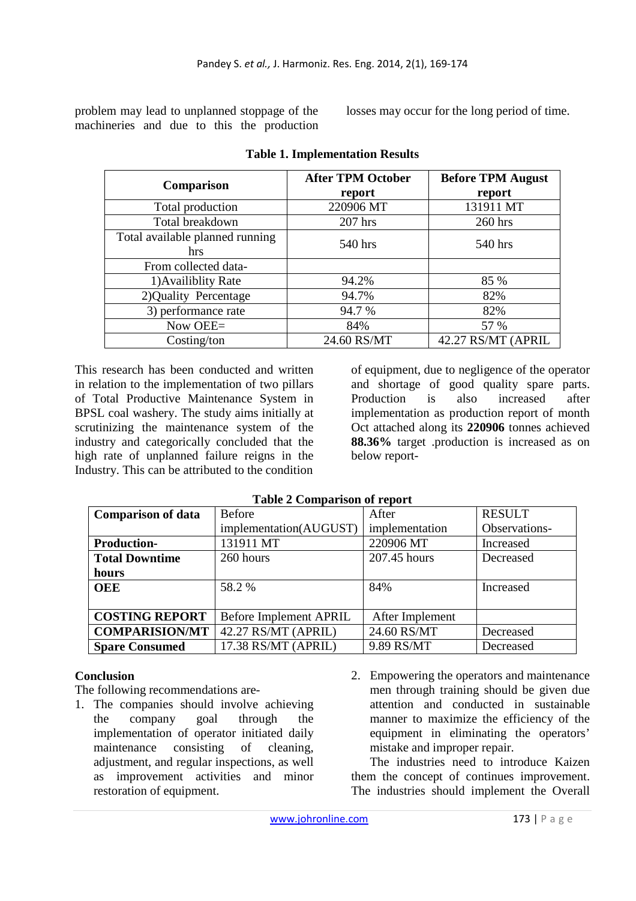problem may lead to unplanned stoppage of the machineries and due to this the production losses may occur for the long period of time.

**Table 1. Implementation Results**

| Comparison | After TPM October report | Before TPM August report |
|---|---|---|
| Total production | 220906 MT | 131911 MT |
| Total breakdown | 207 hrs | 260 hrs |
| Total available planned running hrs | 540 hrs | 540 hrs |
| From collected data- | | |
| 1)Availiblity Rate | 94.2% | 85 % |
| 2)Quality Percentage | 94.7% | 82% |
| 3) performance rate | 94.7 % | 82% |
| Now OEE= | 84% | 57 % |
| Costing/ton | 24.60 RS/MT | 42.27 RS/MT (APRIL |

This research has been conducted and written in relation to the implementation of two pillars of Total Productive Maintenance System in BPSL coal washery. The study aims initially at scrutinizing the maintenance system of the industry and categorically concluded that the high rate of unplanned failure reigns in the Industry. This can be attributed to the condition of equipment, due to negligence of the operator and shortage of good quality spare parts. Production is also increased after implementation as production report of month Oct attached along its **220906** tonnes achieved **88.36%** target .production is increased as on below report-

**Table 2 Comparison of report**

| Comparison of data | Before implementation(AUGUST) | After implementation | RESULT Observations- |
|---|---|---|---|
| **Production-** | 131911 MT | 220906 MT | Increased |
| **Total Downtime hours** | 260 hours | 207.45 hours | Decreased |
| **OEE** | 58.2 % | 84% | Increased |
| **COSTING REPORT** | Before Implement APRIL | After Implement | |
| **COMPARISION/MT** | 42.27 RS/MT (APRIL) | 24.60 RS/MT | Decreased |
| **Spare Consumed** | 17.38 RS/MT (APRIL) | 9.89 RS/MT | Decreased |

**Conclusion**

The following recommendations are-

1. The companies should involve achieving the company goal through the implementation of operator initiated daily maintenance consisting of cleaning, adjustment, and regular inspections, as well as improvement activities and minor restoration of equipment.
2. Empowering the operators and maintenance men through training should be given due attention and conducted in sustainable manner to maximize the efficiency of the equipment in eliminating the operators' mistake and improper repair.

The industries need to introduce Kaizen them the concept of continues improvement. The industries should implement the Overall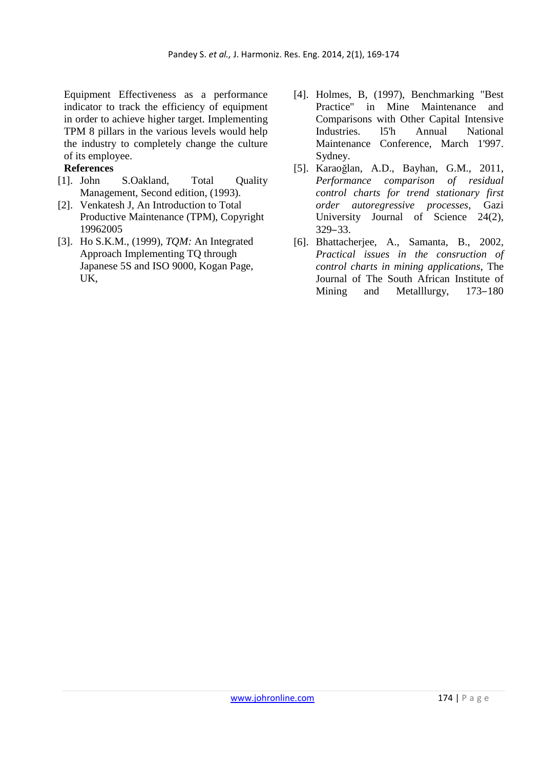Equipment Effectiveness as a performance indicator to track the efficiency of equipment in order to achieve higher target. Implementing TPM 8 pillars in the various levels would help the industry to completely change the culture of its employee.

## References

[1]. John S.Oakland, Total Quality Management, Second edition, (1993).

[2]. Venkatesh J, An Introduction to Total Productive Maintenance (TPM), Copyright 19962005

[3]. Ho S.K.M., (1999), *TQM:* An Integrated Approach Implementing TQ through Japanese 5S and ISO 9000, Kogan Page, UK,

[4]. Holmes, B, (1997), Benchmarking "Best Practice" in Mine Maintenance and Comparisons with Other Capital Intensive Industries. l5'h Annual National Maintenance Conference, March 1'997. Sydney.

[5]. Karaoğlan, A.D., Bayhan, G.M., 2011, *Performance comparison of residual control charts for trend stationary first order autoregressive processes*, Gazi University Journal of Science 24(2), 329–33.

[6]. Bhattacherjee, A., Samanta, B., 2002, *Practical issues in the consruction of control charts in mining applications*, The Journal of The South African Institute of Mining and Metallllurgy, 173–180